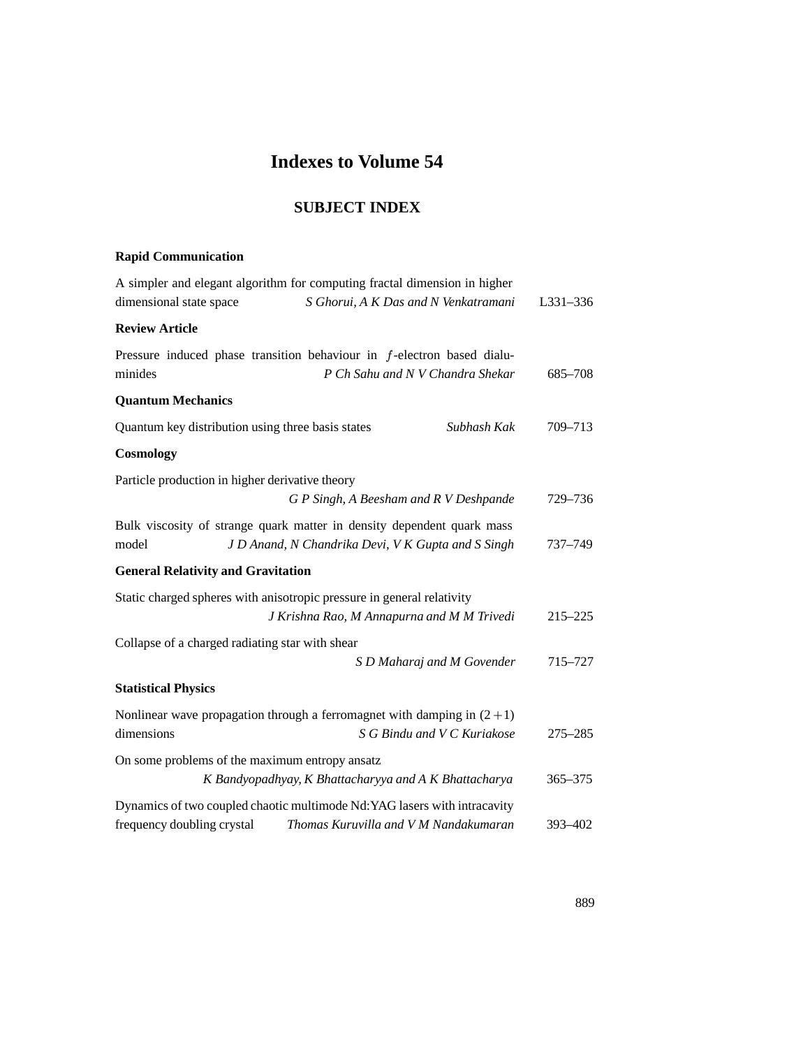# Indexes to Volume 54

## SUBJECT INDEX

### Rapid Communication

A simpler and elegant algorithm for computing fractal dimension in higher dimensional state space *S Ghorui, A K Das and N Venkatramani* L331–336

### Review Article

Pressure induced phase transition behaviour in $f$-electron based dialuminides *P Ch Sahu and N V Chandra Shekar* 685–708

### Quantum Mechanics

Quantum key distribution using three basis states *Subhash Kak* 709–713

### Cosmology

Particle production in higher derivative theory *G P Singh, A Beesham and R V Deshpande* 729–736

Bulk viscosity of strange quark matter in density dependent quark mass model *J D Anand, N Chandrika Devi, V K Gupta and S Singh* 737–749

### General Relativity and Gravitation

Static charged spheres with anisotropic pressure in general relativity *J Krishna Rao, M Annapurna and M M Trivedi* 215–225

Collapse of a charged radiating star with shear *S D Maharaj and M Govender* 715–727

### Statistical Physics

Nonlinear wave propagation through a ferromagnet with damping in $(2+1)$ dimensions *S G Bindu and V C Kuriakose* 275–285

On some problems of the maximum entropy ansatz *K Bandyopadhyay, K Bhattacharyya and A K Bhattacharya* 365–375

Dynamics of two coupled chaotic multimode Nd:YAG lasers with intracavity frequency doubling crystal *Thomas Kuruvilla and V M Nandakumaran* 393–402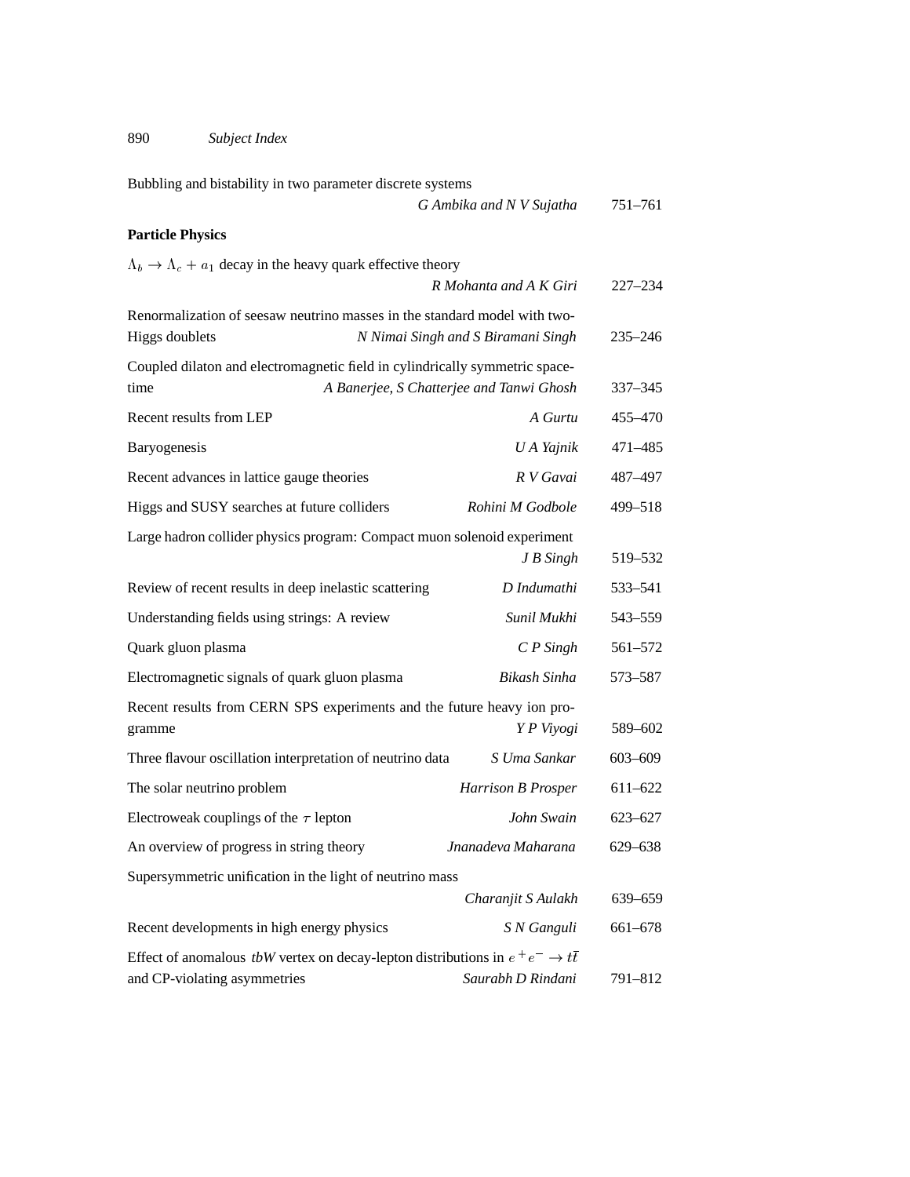Bubbling and bistability in two parameter discrete systems
*G Ambika and N V Sujatha* 751–761

**Particle Physics**

$\Lambda_b \rightarrow \Lambda_c + a_1$ decay in the heavy quark effective theory
*R Mohanta and A K Giri* 227–234

Renormalization of seesaw neutrino masses in the standard model with two-Higgs doublets *N Nimai Singh and S Biramani Singh* 235–246

Coupled dilaton and electromagnetic field in cylindrically symmetric space-time *A Banerjee, S Chatterjee and Tanwi Ghosh* 337–345

Recent results from LEP *A Gurtu* 455–470

Baryogenesis *U A Yajnik* 471–485

Recent advances in lattice gauge theories *R V Gavai* 487–497

Higgs and SUSY searches at future colliders *Rohini M Godbole* 499–518

Large hadron collider physics program: Compact muon solenoid experiment
*J B Singh* 519–532

Review of recent results in deep inelastic scattering *D Indumathi* 533–541

Understanding fields using strings: A review *Sunil Mukhi* 543–559

Quark gluon plasma *C P Singh* 561–572

Electromagnetic signals of quark gluon plasma *Bikash Sinha* 573–587

Recent results from CERN SPS experiments and the future heavy ion programme *Y P Viyogi* 589–602

Three flavour oscillation interpretation of neutrino data *S Uma Sankar* 603–609

The solar neutrino problem *Harrison B Prosper* 611–622

Electroweak couplings of the $\tau$ lepton *John Swain* 623–627

An overview of progress in string theory *Jnanadeva Maharana* 629–638

Supersymmetric unification in the light of neutrino mass
*Charanjit S Aulakh* 639–659

Recent developments in high energy physics *S N Ganguli* 661–678

Effect of anomalous *tbW* vertex on decay-lepton distributions in $e^+e^- \rightarrow t\bar{t}$ and CP-violating asymmetries *Saurabh D Rindani* 791–812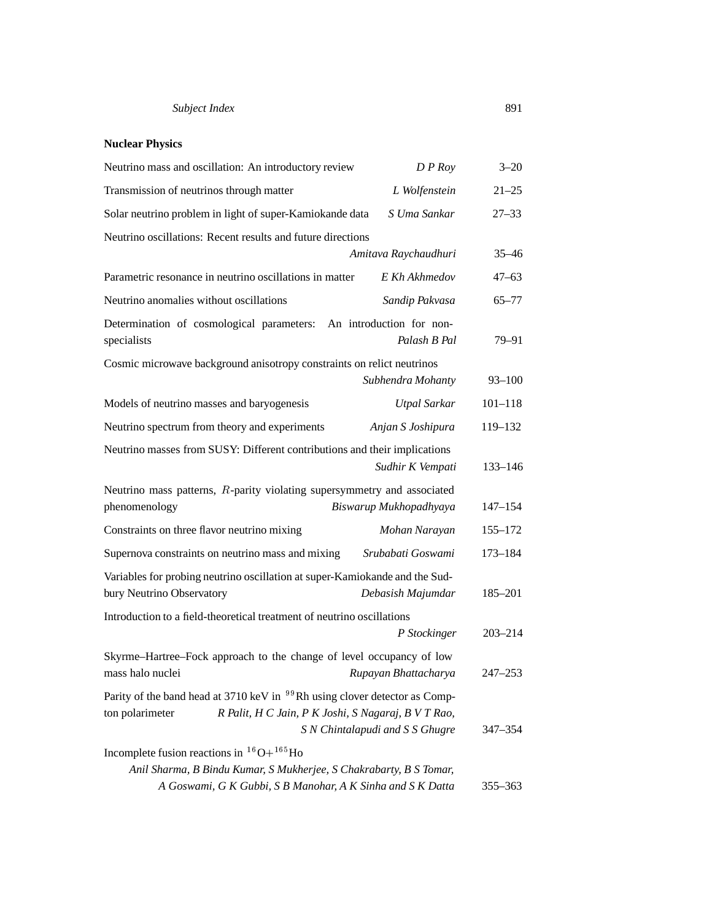## Nuclear Physics

| | | |
|---|---|---|
| Neutrino mass and oscillation: An introductory review *D P Roy* | | 3–20 |
| Transmission of neutrinos through matter *L Wolfenstein* | | 21–25 |
| Solar neutrino problem in light of super-Kamiokande data *S Uma Sankar* | | 27–33 |
| Neutrino oscillations: Recent results and future directions *Amitava Raychaudhuri* | | 35–46 |
| Parametric resonance in neutrino oscillations in matter *E Kh Akhmedov* | | 47–63 |
| Neutrino anomalies without oscillations *Sandip Pakvasa* | | 65–77 |
| Determination of cosmological parameters: An introduction for non-specialists *Palash B Pal* | | 79–91 |
| Cosmic microwave background anisotropy constraints on relict neutrinos *Subhendra Mohanty* | | 93–100 |
| Models of neutrino masses and baryogenesis *Utpal Sarkar* | | 101–118 |
| Neutrino spectrum from theory and experiments *Anjan S Joshipura* | | 119–132 |
| Neutrino masses from SUSY: Different contributions and their implications *Sudhir K Vempati* | | 133–146 |
| Neutrino mass patterns, $R$-parity violating supersymmetry and associated phenomenology *Biswarup Mukhopadhyaya* | | 147–154 |
| Constraints on three flavor neutrino mixing *Mohan Narayan* | | 155–172 |
| Supernova constraints on neutrino mass and mixing *Srubabati Goswami* | | 173–184 |
| Variables for probing neutrino oscillation at super-Kamiokande and the Sudbury Neutrino Observatory *Debasish Majumdar* | | 185–201 |
| Introduction to a field-theoretical treatment of neutrino oscillations *P Stockinger* | | 203–214 |
| Skyrme–Hartree–Fock approach to the change of level occupancy of low mass halo nuclei *Rupayan Bhattacharya* | | 247–253 |
| Parity of the band head at 3710 keV in $^{99}$Rh using clover detector as Compton polarimeter *R Palit, H C Jain, P K Joshi, S Nagaraj, B V T Rao, S N Chintalapudi and S S Ghugre* | | 347–354 |
| Incomplete fusion reactions in $^{16}$O+$^{165}$Ho *Anil Sharma, B Bindu Kumar, S Mukherjee, S Chakrabarty, B S Tomar, A Goswami, G K Gubbi, S B Manohar, A K Sinha and S K Datta* | | 355–363 |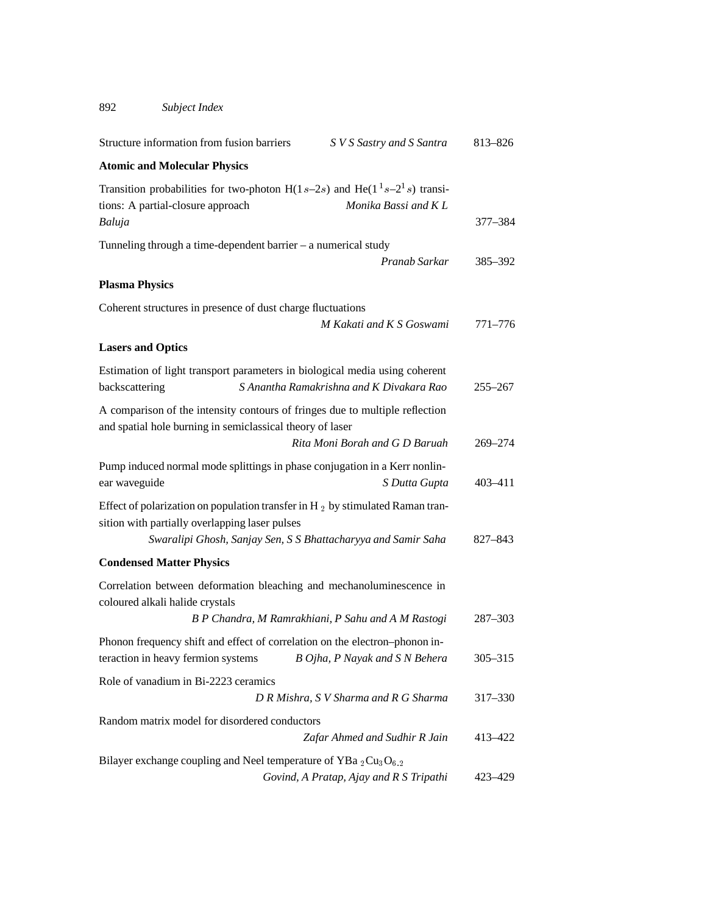Structure information from fusion barriers *S V S Sastry and S Santra* 813–826

**Atomic and Molecular Physics**

Transition probabilities for two-photon H($1s$–$2s$) and He($1^1s$–$2^1s$) transitions: A partial-closure approach *Monika Bassi and K L Baluja* 377–384

Tunneling through a time-dependent barrier – a numerical study *Pranab Sarkar* 385–392

**Plasma Physics**

Coherent structures in presence of dust charge fluctuations *M Kakati and K S Goswami* 771–776

**Lasers and Optics**

Estimation of light transport parameters in biological media using coherent backscattering *S Anantha Ramakrishna and K Divakara Rao* 255–267

A comparison of the intensity contours of fringes due to multiple reflection and spatial hole burning in semiclassical theory of laser *Rita Moni Borah and G D Baruah* 269–274

Pump induced normal mode splittings in phase conjugation in a Kerr nonlinear waveguide *S Dutta Gupta* 403–411

Effect of polarization on population transfer in $H_2$ by stimulated Raman transition with partially overlapping laser pulses *Swaralipi Ghosh, Sanjay Sen, S S Bhattacharyya and Samir Saha* 827–843

**Condensed Matter Physics**

Correlation between deformation bleaching and mechanoluminescence in coloured alkali halide crystals *B P Chandra, M Ramrakhiani, P Sahu and A M Rastogi* 287–303

Phonon frequency shift and effect of correlation on the electron–phonon interaction in heavy fermion systems *B Ojha, P Nayak and S N Behera* 305–315

Role of vanadium in Bi-2223 ceramics *D R Mishra, S V Sharma and R G Sharma* 317–330

Random matrix model for disordered conductors *Zafar Ahmed and Sudhir R Jain* 413–422

Bilayer exchange coupling and Neel temperature of $YBa_2Cu_3O_{6.2}$ *Govind, A Pratap, Ajay and R S Tripathi* 423–429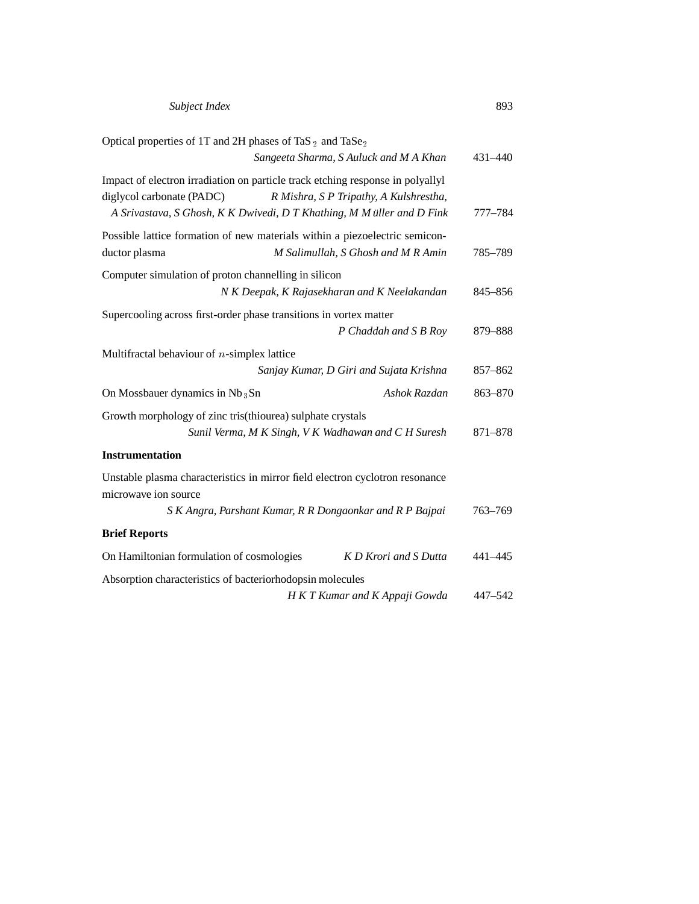Optical properties of 1T and 2H phases of $TaS_2$ and $TaSe_2$
*Sangeeta Sharma, S Auluck and M A Khan* 431–440

Impact of electron irradiation on particle track etching response in polyallyl diglycol carbonate (PADC) *R Mishra, S P Tripathy, A Kulshrestha, A Srivastava, S Ghosh, K K Dwivedi, D T Khathing, M Müller and D Fink* 777–784

Possible lattice formation of new materials within a piezoelectric semiconductor plasma *M Salimullah, S Ghosh and M R Amin* 785–789

Computer simulation of proton channelling in silicon
*N K Deepak, K Rajasekharan and K Neelakandan* 845–856

Supercooling across first-order phase transitions in vortex matter
*P Chaddah and S B Roy* 879–888

Multifractal behaviour of $n$-simplex lattice
*Sanjay Kumar, D Giri and Sujata Krishna* 857–862

On Mossbauer dynamics in $Nb_3Sn$ *Ashok Razdan* 863–870

Growth morphology of zinc tris(thiourea) sulphate crystals
*Sunil Verma, M K Singh, V K Wadhawan and C H Suresh* 871–878

**Instrumentation**

Unstable plasma characteristics in mirror field electron cyclotron resonance microwave ion source
*S K Angra, Parshant Kumar, R R Dongaonkar and R P Bajpai* 763–769

**Brief Reports**

On Hamiltonian formulation of cosmologies *K D Krori and S Dutta* 441–445

Absorption characteristics of bacteriorhodopsin molecules
*H K T Kumar and K Appaji Gowda* 447–542